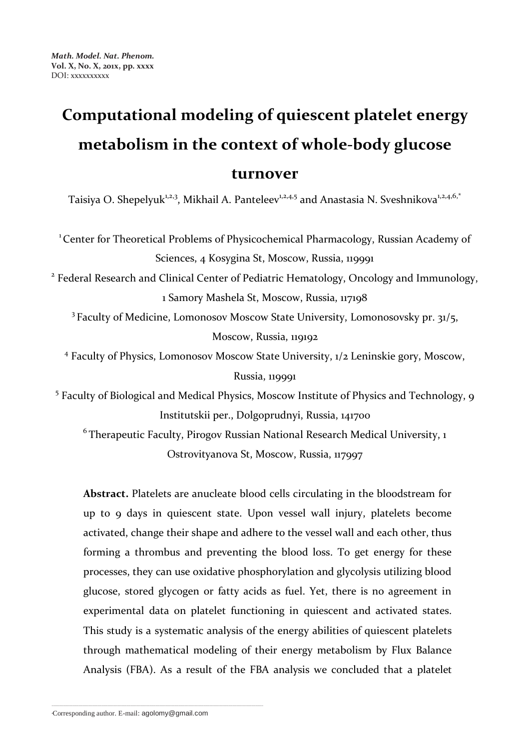# Computational modeling of quiescent platelet energy metabolism in the context of whole-body glucose turnover

Taisiya O. Shepelyuk[1,2,3], Mikhail A. Panteleev[1,2,4,5] and Anastasia N. Sveshnikova[1,2,4,6,*]

[1] Center for Theoretical Problems of Physicochemical Pharmacology, Russian Academy of Sciences, 4 Kosygina St, Moscow, Russia, 119991

[2] Federal Research and Clinical Center of Pediatric Hematology, Oncology and Immunology, 1 Samory Mashela St, Moscow, Russia, 117198

[3] Faculty of Medicine, Lomonosov Moscow State University, Lomonosovsky pr. 31/5, Moscow, Russia, 119192

[4] Faculty of Physics, Lomonosov Moscow State University, 1/2 Leninskie gory, Moscow, Russia, 119991

[5] Faculty of Biological and Medical Physics, Moscow Institute of Physics and Technology, 9 Institutskii per., Dolgoprudnyi, Russia, 141700

[6] Therapeutic Faculty, Pirogov Russian National Research Medical University, 1 Ostrovityanova St, Moscow, Russia, 117997

**Abstract.** Platelets are anucleate blood cells circulating in the bloodstream for up to 9 days in quiescent state. Upon vessel wall injury, platelets become activated, change their shape and adhere to the vessel wall and each other, thus forming a thrombus and preventing the blood loss. To get energy for these processes, they can use oxidative phosphorylation and glycolysis utilizing blood glucose, stored glycogen or fatty acids as fuel. Yet, there is no agreement in experimental data on platelet functioning in quiescent and activated states. This study is a systematic analysis of the energy abilities of quiescent platelets through mathematical modeling of their energy metabolism by Flux Balance Analysis (FBA). As a result of the FBA analysis we concluded that a platelet

[*] Corresponding author. E-mail: agolomy@gmail.com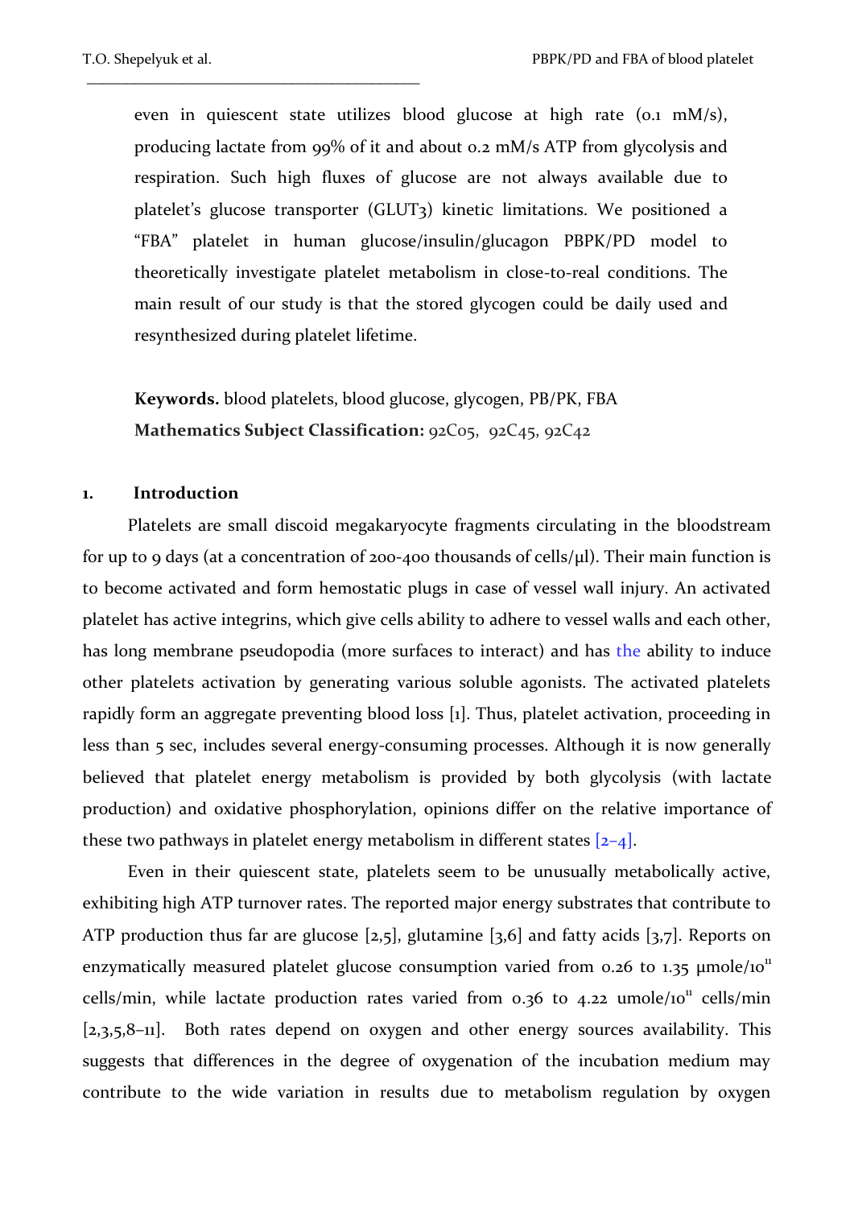even in quiescent state utilizes blood glucose at high rate (0.1 mM/s), producing lactate from 99% of it and about 0.2 mM/s ATP from glycolysis and respiration. Such high fluxes of glucose are not always available due to platelet's glucose transporter (GLUT3) kinetic limitations. We positioned a "FBA" platelet in human glucose/insulin/glucagon PBPK/PD model to theoretically investigate platelet metabolism in close-to-real conditions. The main result of our study is that the stored glycogen could be daily used and resynthesized during platelet lifetime.

**Keywords.** blood platelets, blood glucose, glycogen, PB/PK, FBA
**Mathematics Subject Classification:** 92C05, 92C45, 92C42

## 1. Introduction

Platelets are small discoid megakaryocyte fragments circulating in the bloodstream for up to 9 days (at a concentration of 200-400 thousands of cells/µl). Their main function is to become activated and form hemostatic plugs in case of vessel wall injury. An activated platelet has active integrins, which give cells ability to adhere to vessel walls and each other, has long membrane pseudopodia (more surfaces to interact) and has the ability to induce other platelets activation by generating various soluble agonists. The activated platelets rapidly form an aggregate preventing blood loss [1]. Thus, platelet activation, proceeding in less than 5 sec, includes several energy-consuming processes. Although it is now generally believed that platelet energy metabolism is provided by both glycolysis (with lactate production) and oxidative phosphorylation, opinions differ on the relative importance of these two pathways in platelet energy metabolism in different states [2–4].

Even in their quiescent state, platelets seem to be unusually metabolically active, exhibiting high ATP turnover rates. The reported major energy substrates that contribute to ATP production thus far are glucose [2,5], glutamine [3,6] and fatty acids [3,7]. Reports on enzymatically measured platelet glucose consumption varied from 0.26 to 1.35 µmole/$10^{11}$ cells/min, while lactate production rates varied from 0.36 to 4.22 umole/$10^{11}$ cells/min [2,3,5,8–11]. Both rates depend on oxygen and other energy sources availability. This suggests that differences in the degree of oxygenation of the incubation medium may contribute to the wide variation in results due to metabolism regulation by oxygen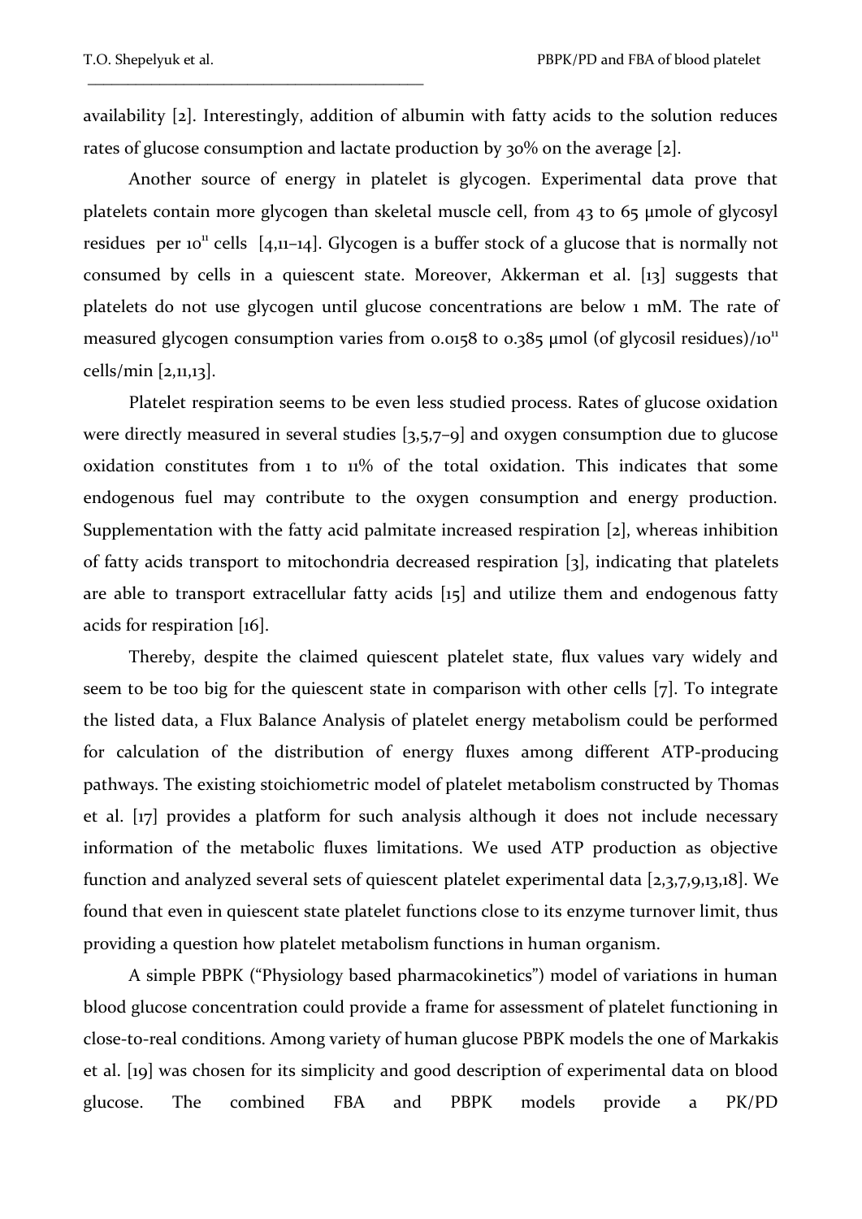availability [2]. Interestingly, addition of albumin with fatty acids to the solution reduces rates of glucose consumption and lactate production by 30% on the average [2].

Another source of energy in platelet is glycogen. Experimental data prove that platelets contain more glycogen than skeletal muscle cell, from 43 to 65 µmole of glycosyl residues per $10^{11}$ cells [4,11–14]. Glycogen is a buffer stock of a glucose that is normally not consumed by cells in a quiescent state. Moreover, Akkerman et al. [13] suggests that platelets do not use glycogen until glucose concentrations are below 1 mM. The rate of measured glycogen consumption varies from 0.0158 to 0.385 µmol (of glycosil residues)/$10^{11}$ cells/min [2,11,13].

Platelet respiration seems to be even less studied process. Rates of glucose oxidation were directly measured in several studies [3,5,7–9] and oxygen consumption due to glucose oxidation constitutes from 1 to 11% of the total oxidation. This indicates that some endogenous fuel may contribute to the oxygen consumption and energy production. Supplementation with the fatty acid palmitate increased respiration [2], whereas inhibition of fatty acids transport to mitochondria decreased respiration [3], indicating that platelets are able to transport extracellular fatty acids [15] and utilize them and endogenous fatty acids for respiration [16].

Thereby, despite the claimed quiescent platelet state, flux values vary widely and seem to be too big for the quiescent state in comparison with other cells [7]. To integrate the listed data, a Flux Balance Analysis of platelet energy metabolism could be performed for calculation of the distribution of energy fluxes among different ATP-producing pathways. The existing stoichiometric model of platelet metabolism constructed by Thomas et al. [17] provides a platform for such analysis although it does not include necessary information of the metabolic fluxes limitations. We used ATP production as objective function and analyzed several sets of quiescent platelet experimental data [2,3,7,9,13,18]. We found that even in quiescent state platelet functions close to its enzyme turnover limit, thus providing a question how platelet metabolism functions in human organism.

A simple PBPK ("Physiology based pharmacokinetics") model of variations in human blood glucose concentration could provide a frame for assessment of platelet functioning in close-to-real conditions. Among variety of human glucose PBPK models the one of Markakis et al. [19] was chosen for its simplicity and good description of experimental data on blood glucose. The combined FBA and PBPK models provide a PK/PD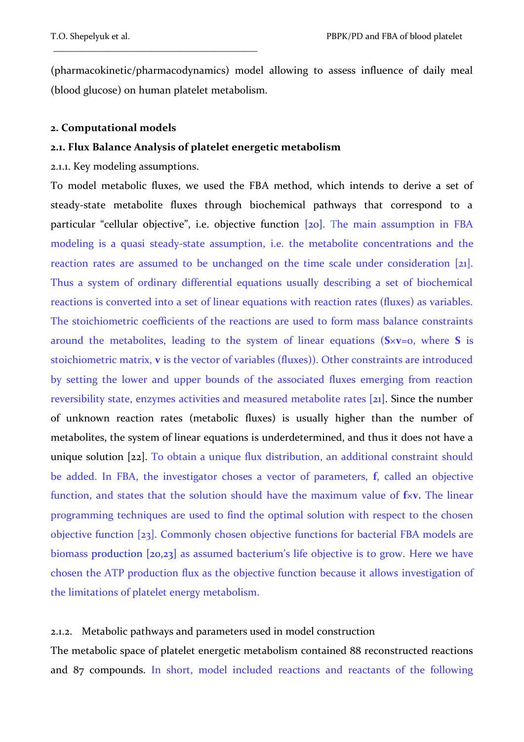(pharmacokinetic/pharmacodynamics) model allowing to assess influence of daily meal (blood glucose) on human platelet metabolism.

## 2. Computational models

### 2.1. Flux Balance Analysis of platelet energetic metabolism

2.1.1. Key modeling assumptions.

To model metabolic fluxes, we used the FBA method, which intends to derive a set of steady-state metabolite fluxes through biochemical pathways that correspond to a particular "cellular objective", i.e. objective function [20]. The main assumption in FBA modeling is a quasi steady-state assumption, i.e. the metabolite concentrations and the reaction rates are assumed to be unchanged on the time scale under consideration [21]. Thus a system of ordinary differential equations usually describing a set of biochemical reactions is converted into a set of linear equations with reaction rates (fluxes) as variables. The stoichiometric coefficients of the reactions are used to form mass balance constraints around the metabolites, leading to the system of linear equations ($\mathbf{S}\times\mathbf{v}=0$, where $\mathbf{S}$ is stoichiometric matrix, $\mathbf{v}$ is the vector of variables (fluxes)). Other constraints are introduced by setting the lower and upper bounds of the associated fluxes emerging from reaction reversibility state, enzymes activities and measured metabolite rates [21]. Since the number of unknown reaction rates (metabolic fluxes) is usually higher than the number of metabolites, the system of linear equations is underdetermined, and thus it does not have a unique solution [22]. To obtain a unique flux distribution, an additional constraint should be added. In FBA, the investigator choses a vector of parameters, $\mathbf{f}$, called an objective function, and states that the solution should have the maximum value of $\mathbf{f}\times\mathbf{v}$. The linear programming techniques are used to find the optimal solution with respect to the chosen objective function [23]. Commonly chosen objective functions for bacterial FBA models are biomass production [20,23] as assumed bacterium's life objective is to grow. Here we have chosen the ATP production flux as the objective function because it allows investigation of the limitations of platelet energy metabolism.

2.1.2. Metabolic pathways and parameters used in model construction

The metabolic space of platelet energetic metabolism contained 88 reconstructed reactions and 87 compounds. In short, model included reactions and reactants of the following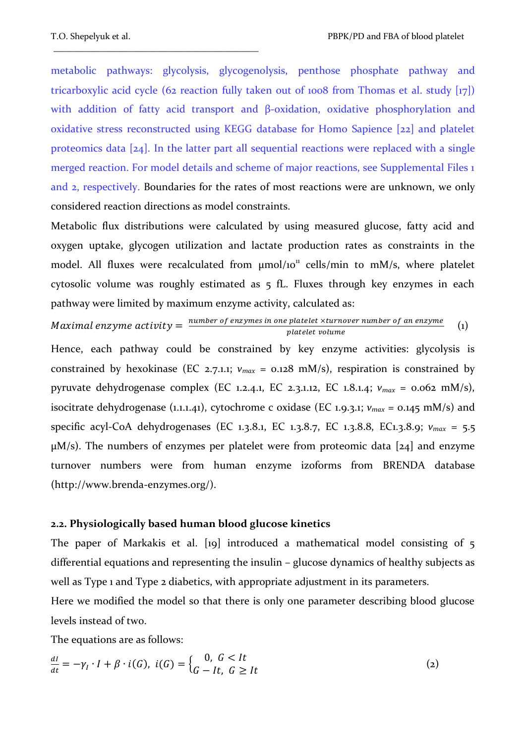metabolic pathways: glycolysis, glycogenolysis, penthose phosphate pathway and tricarboxylic acid cycle (62 reaction fully taken out of 1008 from Thomas et al. study [17]) with addition of fatty acid transport and β-oxidation, oxidative phosphorylation and oxidative stress reconstructed using KEGG database for Homo Sapience [22] and platelet proteomics data [24]. In the latter part all sequential reactions were replaced with a single merged reaction. For model details and scheme of major reactions, see Supplemental Files 1 and 2, respectively. Boundaries for the rates of most reactions were are unknown, we only considered reaction directions as model constraints.

Metabolic flux distributions were calculated by using measured glucose, fatty acid and oxygen uptake, glycogen utilization and lactate production rates as constraints in the model. All fluxes were recalculated from μmol/$10^{11}$ cells/min to mM/s, where platelet cytosolic volume was roughly estimated as 5 fL. Fluxes through key enzymes in each pathway were limited by maximum enzyme activity, calculated as:

$$Maximal\ enzyme\ activity = \frac{number\ of\ enzymes\ in\ one\ platelet \times turnover\ number\ of\ an\ enzyme}{platelet\ volume} \quad (1)$$

Hence, each pathway could be constrained by key enzyme activities: glycolysis is constrained by hexokinase (EC 2.7.1.1; $v_{max}$ = 0.128 mM/s), respiration is constrained by pyruvate dehydrogenase complex (EC 1.2.4.1, EC 2.3.1.12, EC 1.8.1.4; $v_{max}$ = 0.062 mM/s), isocitrate dehydrogenase (1.1.1.41), cytochrome c oxidase (EC 1.9.3.1; $v_{max}$ = 0.145 mM/s) and specific acyl-CoA dehydrogenases (EC 1.3.8.1, EC 1.3.8.7, EC 1.3.8.8, EC1.3.8.9; $v_{max}$ = 5.5 μM/s). The numbers of enzymes per platelet were from proteomic data [24] and enzyme turnover numbers were from human enzyme izoforms from BRENDA database (http://www.brenda-enzymes.org/).

### 2.2. Physiologically based human blood glucose kinetics

The paper of Markakis et al. [19] introduced a mathematical model consisting of 5 differential equations and representing the insulin – glucose dynamics of healthy subjects as well as Type 1 and Type 2 diabetics, with appropriate adjustment in its parameters.

Here we modified the model so that there is only one parameter describing blood glucose levels instead of two.

The equations are as follows:

$$\frac{dI}{dt} = -\gamma_I \cdot I + \beta \cdot i(G),\ i(G) = \begin{cases} 0, & G < It \\ G - It, & G \geq It \end{cases} \quad (2)$$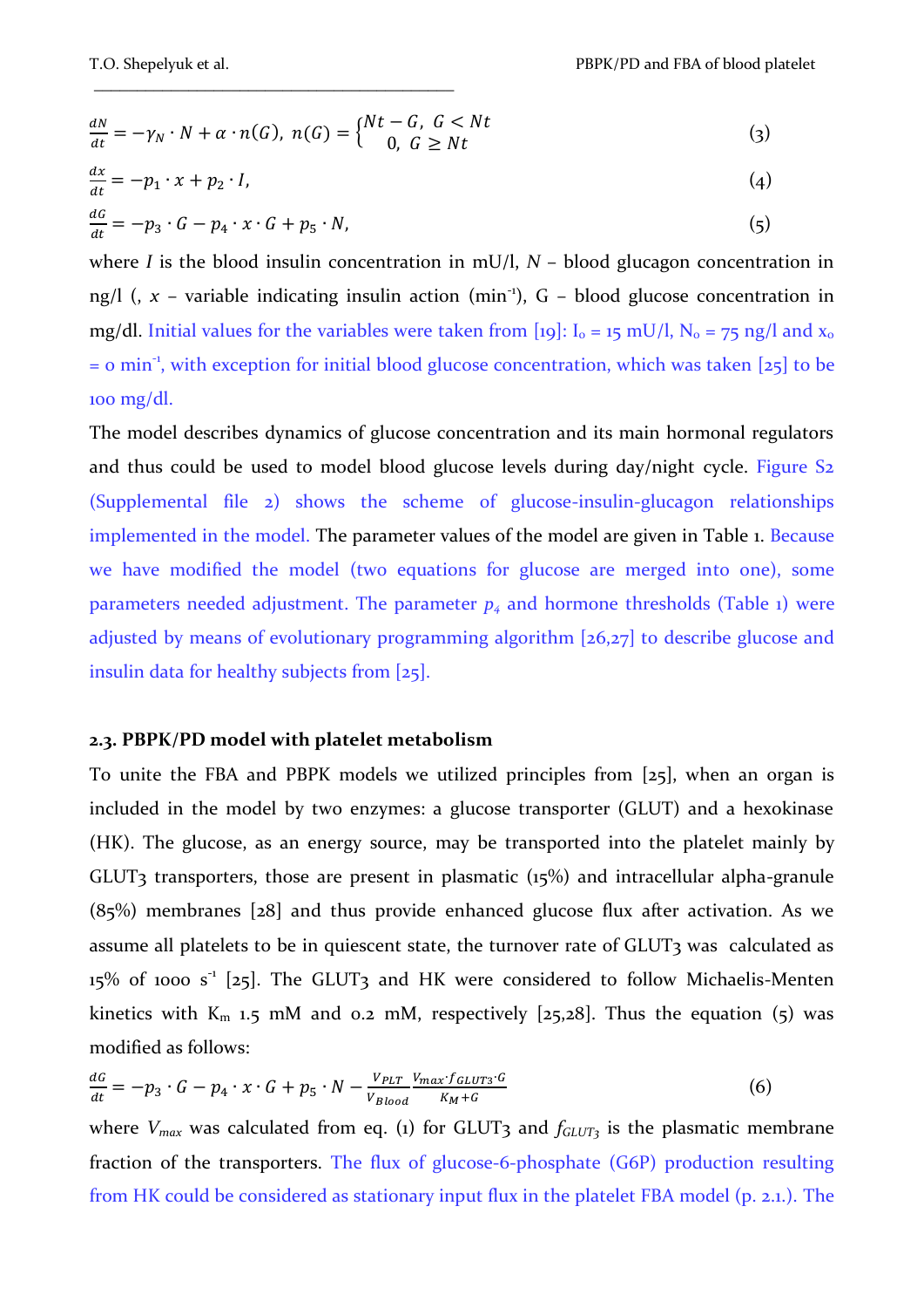$$\frac{dN}{dt} = -\gamma_N \cdot N + \alpha \cdot n(G),\ n(G) = \begin{cases} Nt - G, & G < Nt \\ 0, & G \geq Nt \end{cases} \tag{3}$$

$$\frac{dx}{dt} = -p_1 \cdot x + p_2 \cdot I, \tag{4}$$

$$\frac{dG}{dt} = -p_3 \cdot G - p_4 \cdot x \cdot G + p_5 \cdot N, \tag{5}$$

where $I$ is the blood insulin concentration in mU/l, $N$ – blood glucagon concentration in ng/l (, $x$ – variable indicating insulin action (min$^{-1}$), G – blood glucose concentration in mg/dl. Initial values for the variables were taken from [19]: $I_0$ = 15 mU/l, $N_0$ = 75 ng/l and $x_0$ = 0 min$^{-1}$, with exception for initial blood glucose concentration, which was taken [25] to be 100 mg/dl.

The model describes dynamics of glucose concentration and its main hormonal regulators and thus could be used to model blood glucose levels during day/night cycle. Figure S2 (Supplemental file 2) shows the scheme of glucose-insulin-glucagon relationships implemented in the model. The parameter values of the model are given in Table 1. Because we have modified the model (two equations for glucose are merged into one), some parameters needed adjustment. The parameter $p_4$ and hormone thresholds (Table 1) were adjusted by means of evolutionary programming algorithm [26,27] to describe glucose and insulin data for healthy subjects from [25].

### 2.3. PBPK/PD model with platelet metabolism

To unite the FBA and PBPK models we utilized principles from [25], when an organ is included in the model by two enzymes: a glucose transporter (GLUT) and a hexokinase (HK). The glucose, as an energy source, may be transported into the platelet mainly by GLUT3 transporters, those are present in plasmatic (15%) and intracellular alpha-granule (85%) membranes [28] and thus provide enhanced glucose flux after activation. As we assume all platelets to be in quiescent state, the turnover rate of GLUT3 was calculated as 15% of 1000 s$^{-1}$ [25]. The GLUT3 and HK were considered to follow Michaelis-Menten kinetics with $K_m$ 1.5 mM and 0.2 mM, respectively [25,28]. Thus the equation (5) was modified as follows:

$$\frac{dG}{dt} = -p_3 \cdot G - p_4 \cdot x \cdot G + p_5 \cdot N - \frac{V_{PLT}}{V_{Blood}} \frac{V_{max} \cdot f_{GLUT3} \cdot G}{K_M + G} \tag{6}$$

where $V_{max}$ was calculated from eq. (1) for GLUT3 and $f_{GLUT3}$ is the plasmatic membrane fraction of the transporters. The flux of glucose-6-phosphate (G6P) production resulting from HK could be considered as stationary input flux in the platelet FBA model (p. 2.1.). The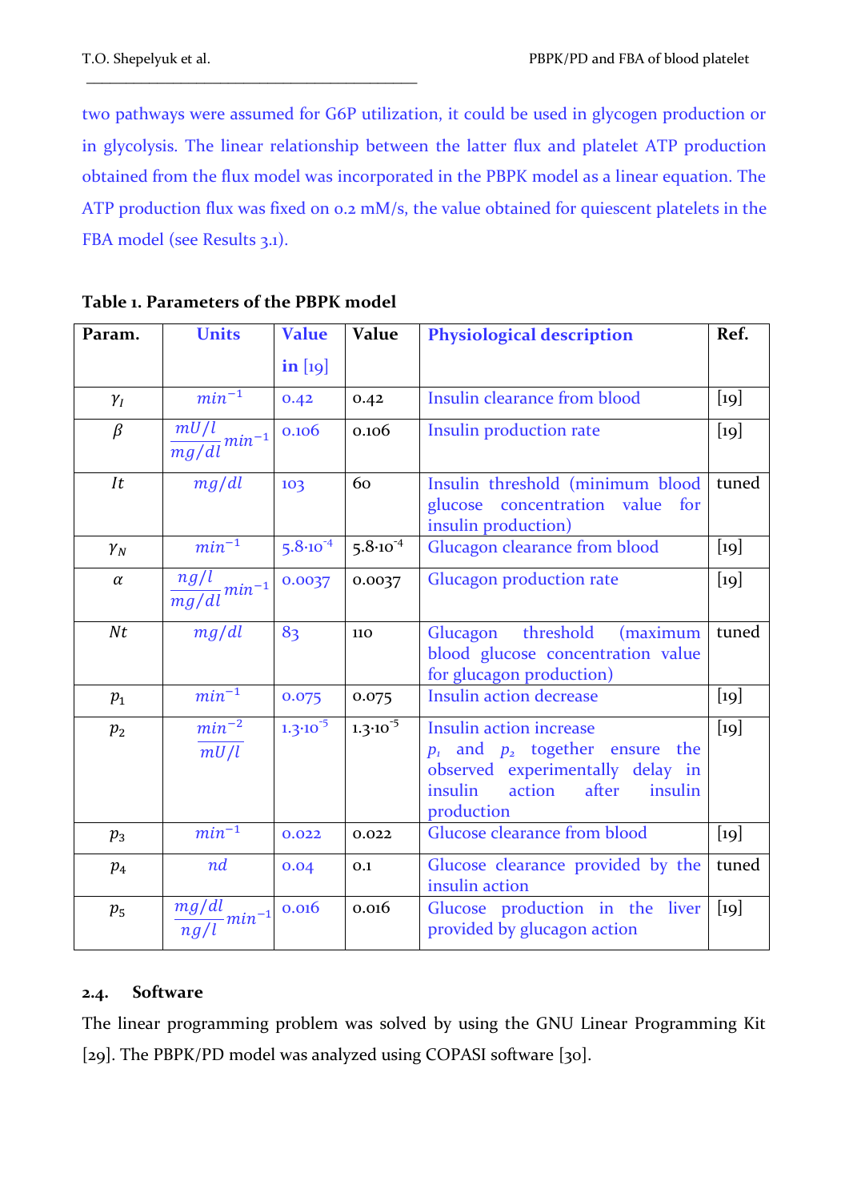two pathways were assumed for G6P utilization, it could be used in glycogen production or in glycolysis. The linear relationship between the latter flux and platelet ATP production obtained from the flux model was incorporated in the PBPK model as a linear equation. The ATP production flux was fixed on 0.2 mM/s, the value obtained for quiescent platelets in the FBA model (see Results 3.1).

**Table 1. Parameters of the PBPK model**

| Param. | Units | Value in [19] | Value | Physiological description | Ref. |
|---|---|---|---|---|---|
| $\gamma_I$ | $min^{-1}$ | 0.42 | 0.42 | Insulin clearance from blood | [19] |
| $\beta$ | $\frac{mU/l}{mg/dl}min^{-1}$ | 0.106 | 0.106 | Insulin production rate | [19] |
| $It$ | $mg/dl$ | 103 | 60 | Insulin threshold (minimum blood glucose concentration value for insulin production) | tuned |
| $\gamma_N$ | $min^{-1}$ | $5.8{\cdot}10^{-4}$ | $5.8{\cdot}10^{-4}$ | Glucagon clearance from blood | [19] |
| $\alpha$ | $\frac{ng/l}{mg/dl}min^{-1}$ | 0.0037 | 0.0037 | Glucagon production rate | [19] |
| $Nt$ | $mg/dl$ | 83 | 110 | Glucagon threshold (maximum blood glucose concentration value for glucagon production) | tuned |
| $p_1$ | $min^{-1}$ | 0.075 | 0.075 | Insulin action decrease | [19] |
| $p_2$ | $\frac{min^{-2}}{mU/l}$ | $1.3{\cdot}10^{-5}$ | $1.3{\cdot}10^{-5}$ | Insulin action increase $p_1$ and $p_2$ together ensure the observed experimentally delay in insulin action after insulin production | [19] |
| $p_3$ | $min^{-1}$ | 0.022 | 0.022 | Glucose clearance from blood | [19] |
| $p_4$ | $nd$ | 0.04 | 0.1 | Glucose clearance provided by the insulin action | tuned |
| $p_5$ | $\frac{mg/dl}{ng/l}min^{-1}$ | 0.016 | 0.016 | Glucose production in the liver provided by glucagon action | [19] |

## 2.4. Software

The linear programming problem was solved by using the GNU Linear Programming Kit [29]. The PBPK/PD model was analyzed using COPASI software [30].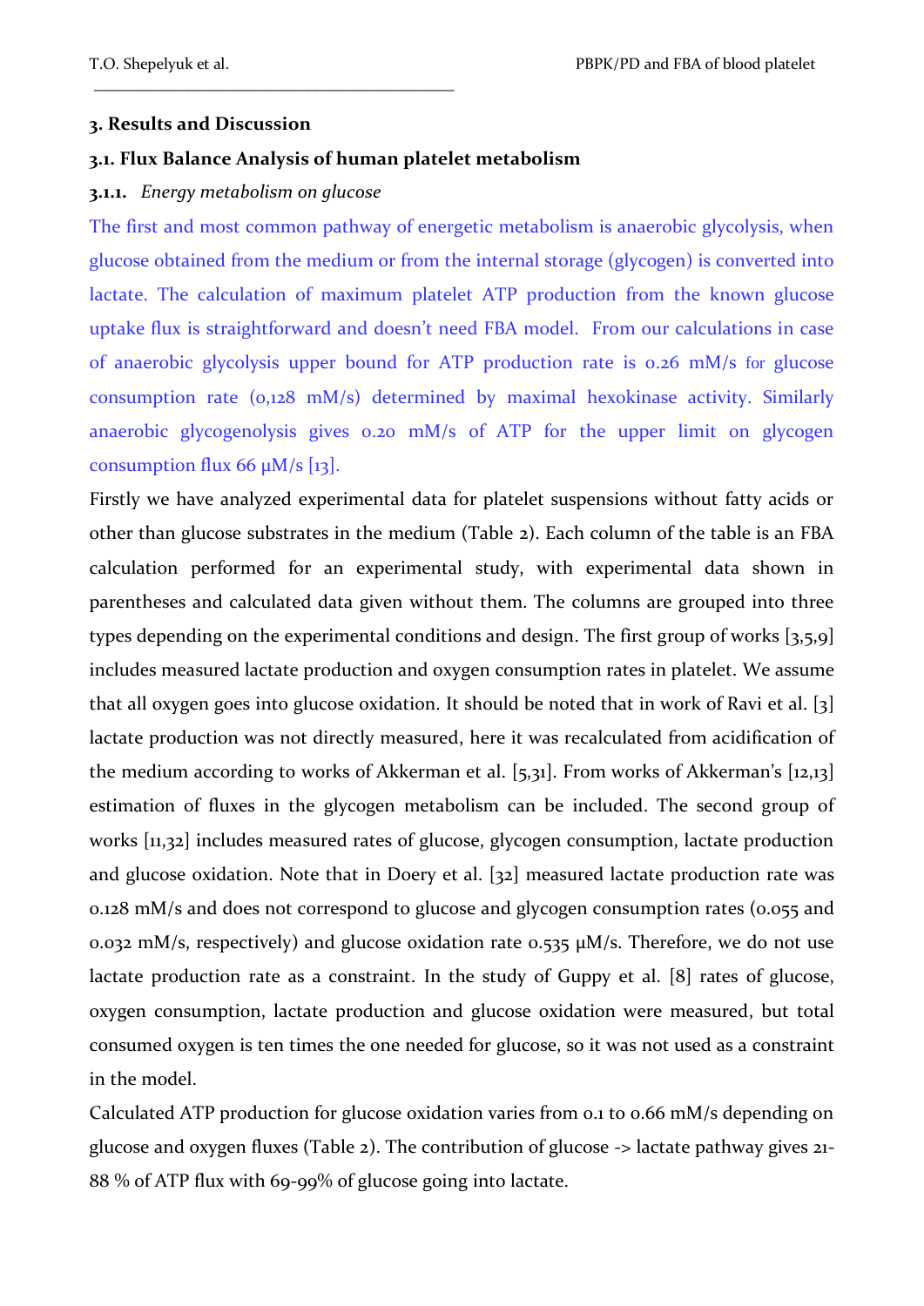## 3. Results and Discussion

### 3.1. Flux Balance Analysis of human platelet metabolism

#### 3.1.1. *Energy metabolism on glucose*

The first and most common pathway of energetic metabolism is anaerobic glycolysis, when glucose obtained from the medium or from the internal storage (glycogen) is converted into lactate. The calculation of maximum platelet ATP production from the known glucose uptake flux is straightforward and doesn't need FBA model. From our calculations in case of anaerobic glycolysis upper bound for ATP production rate is 0.26 mM/s for glucose consumption rate (0,128 mM/s) determined by maximal hexokinase activity. Similarly anaerobic glycogenolysis gives 0.20 mM/s of ATP for the upper limit on glycogen consumption flux 66 μM/s [13].

Firstly we have analyzed experimental data for platelet suspensions without fatty acids or other than glucose substrates in the medium (Table 2). Each column of the table is an FBA calculation performed for an experimental study, with experimental data shown in parentheses and calculated data given without them. The columns are grouped into three types depending on the experimental conditions and design. The first group of works [3,5,9] includes measured lactate production and oxygen consumption rates in platelet. We assume that all oxygen goes into glucose oxidation. It should be noted that in work of Ravi et al. [3] lactate production was not directly measured, here it was recalculated from acidification of the medium according to works of Akkerman et al. [5,31]. From works of Akkerman's [12,13] estimation of fluxes in the glycogen metabolism can be included. The second group of works [11,32] includes measured rates of glucose, glycogen consumption, lactate production and glucose oxidation. Note that in Doery et al. [32] measured lactate production rate was 0.128 mM/s and does not correspond to glucose and glycogen consumption rates (0.055 and 0.032 mM/s, respectively) and glucose oxidation rate 0.535 μM/s. Therefore, we do not use lactate production rate as a constraint. In the study of Guppy et al. [8] rates of glucose, oxygen consumption, lactate production and glucose oxidation were measured, but total consumed oxygen is ten times the one needed for glucose, so it was not used as a constraint in the model.

Calculated ATP production for glucose oxidation varies from 0.1 to 0.66 mM/s depending on glucose and oxygen fluxes (Table 2). The contribution of glucose -> lactate pathway gives 21-88 % of ATP flux with 69-99% of glucose going into lactate.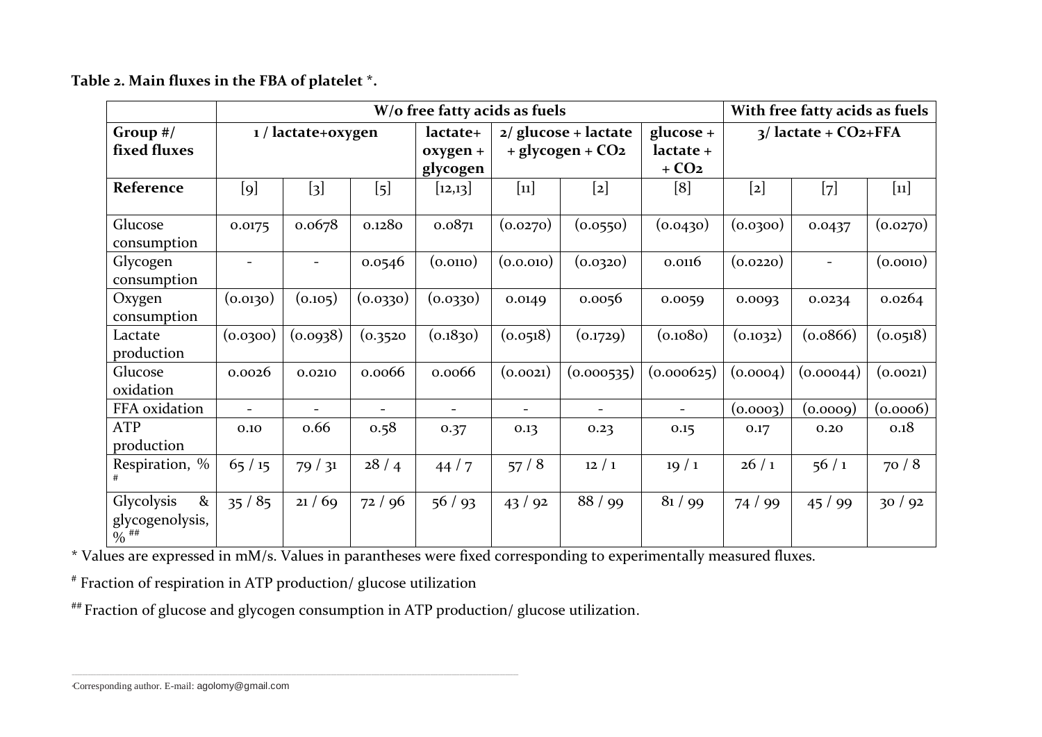**Table 2. Main fluxes in the FBA of platelet \*.**

| | W/o free fatty acids as fuels | | | | | | | With free fatty acids as fuels | | |
|---|---|---|---|---|---|---|---|---|---|---|
| **Group #/ fixed fluxes** | **1 / lactate+oxygen** | | | **lactate+ oxygen + glycogen** | **2/ glucose + lactate + glycogen + $CO_2$** | | **glucose + lactate + $CO_2$** | **3/ lactate + $CO_2$+FFA** | | |
| **Reference** | [9] | [3] | [5] | [12,13] | [11] | [2] | [8] | [2] | [7] | [11] |
| Glucose consumption | 0.0175 | 0.0678 | 0.1280 | 0.0871 | (0.0270) | (0.0550) | (0.0430) | (0.0300) | 0.0437 | (0.0270) |
| Glycogen consumption | - | - | 0.0546 | (0.0110) | (0.0.010) | (0.0320) | 0.0116 | (0.0220) | - | (0.0010) |
| Oxygen consumption | (0.0130) | (0.105) | (0.0330) | (0.0330) | 0.0149 | 0.0056 | 0.0059 | 0.0093 | 0.0234 | 0.0264 |
| Lactate production | (0.0300) | (0.0938) | (0.3520 | (0.1830) | (0.0518) | (0.1729) | (0.1080) | (0.1032) | (0.0866) | (0.0518) |
| Glucose oxidation | 0.0026 | 0.0210 | 0.0066 | 0.0066 | (0.0021) | (0.000535) | (0.000625) | (0.0004) | (0.00044) | (0.0021) |
| FFA oxidation | - | - | - | - | - | - | - | (0.0003) | (0.0009) | (0.0006) |
| ATP production | 0.10 | 0.66 | 0.58 | 0.37 | 0.13 | 0.23 | 0.15 | 0.17 | 0.20 | 0.18 |
| Respiration, % # | 65 / 15 | 79 / 31 | 28 / 4 | 44 / 7 | 57 / 8 | 12 / 1 | 19 / 1 | 26 / 1 | 56 / 1 | 70 / 8 |
| Glycolysis & glycogenolysis, % ## | 35 / 85 | 21 / 69 | 72 / 96 | 56 / 93 | 43 / 92 | 88 / 99 | 81 / 99 | 74 / 99 | 45 / 99 | 30 / 92 |

\* Values are expressed in mM/s. Values in parantheses were fixed corresponding to experimentally measured fluxes.

# Fraction of respiration in ATP production/ glucose utilization

## Fraction of glucose and glycogen consumption in ATP production/ glucose utilization.

Corresponding author. E-mail: agolomy@gmail.com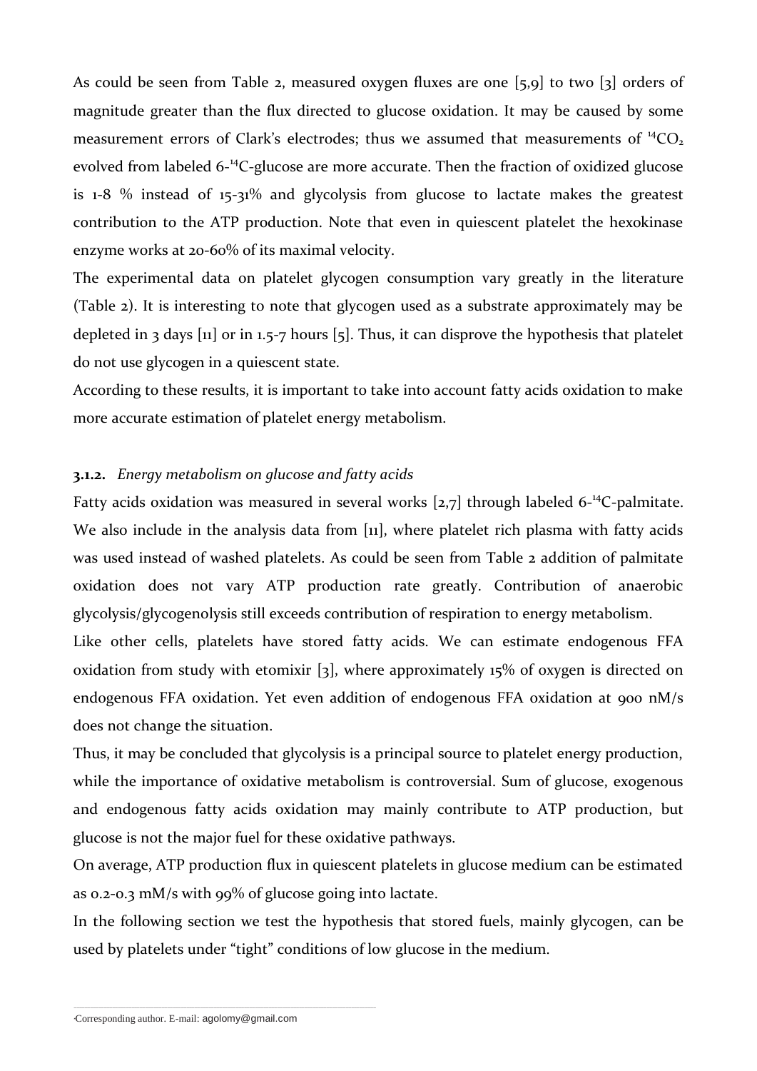As could be seen from Table 2, measured oxygen fluxes are one [5,9] to two [3] orders of magnitude greater than the flux directed to glucose oxidation. It may be caused by some measurement errors of Clark's electrodes; thus we assumed that measurements of $^{14}CO_2$ evolved from labeled 6-$^{14}$C-glucose are more accurate. Then the fraction of oxidized glucose is 1-8 % instead of 15-31% and glycolysis from glucose to lactate makes the greatest contribution to the ATP production. Note that even in quiescent platelet the hexokinase enzyme works at 20-60% of its maximal velocity.

The experimental data on platelet glycogen consumption vary greatly in the literature (Table 2). It is interesting to note that glycogen used as a substrate approximately may be depleted in 3 days [11] or in 1.5-7 hours [5]. Thus, it can disprove the hypothesis that platelet do not use glycogen in a quiescent state.

According to these results, it is important to take into account fatty acids oxidation to make more accurate estimation of platelet energy metabolism.

### **3.1.2.** *Energy metabolism on glucose and fatty acids*

Fatty acids oxidation was measured in several works [2,7] through labeled 6-$^{14}$C-palmitate. We also include in the analysis data from [11], where platelet rich plasma with fatty acids was used instead of washed platelets. As could be seen from Table 2 addition of palmitate oxidation does not vary ATP production rate greatly. Contribution of anaerobic glycolysis/glycogenolysis still exceeds contribution of respiration to energy metabolism.

Like other cells, platelets have stored fatty acids. We can estimate endogenous FFA oxidation from study with etomixir [3], where approximately 15% of oxygen is directed on endogenous FFA oxidation. Yet even addition of endogenous FFA oxidation at 900 nM/s does not change the situation.

Thus, it may be concluded that glycolysis is a principal source to platelet energy production, while the importance of oxidative metabolism is controversial. Sum of glucose, exogenous and endogenous fatty acids oxidation may mainly contribute to ATP production, but glucose is not the major fuel for these oxidative pathways.

On average, ATP production flux in quiescent platelets in glucose medium can be estimated as 0.2-0.3 mM/s with 99% of glucose going into lactate.

In the following section we test the hypothesis that stored fuels, mainly glycogen, can be used by platelets under "tight" conditions of low glucose in the medium.

*Corresponding author. E-mail: agolomy@gmail.com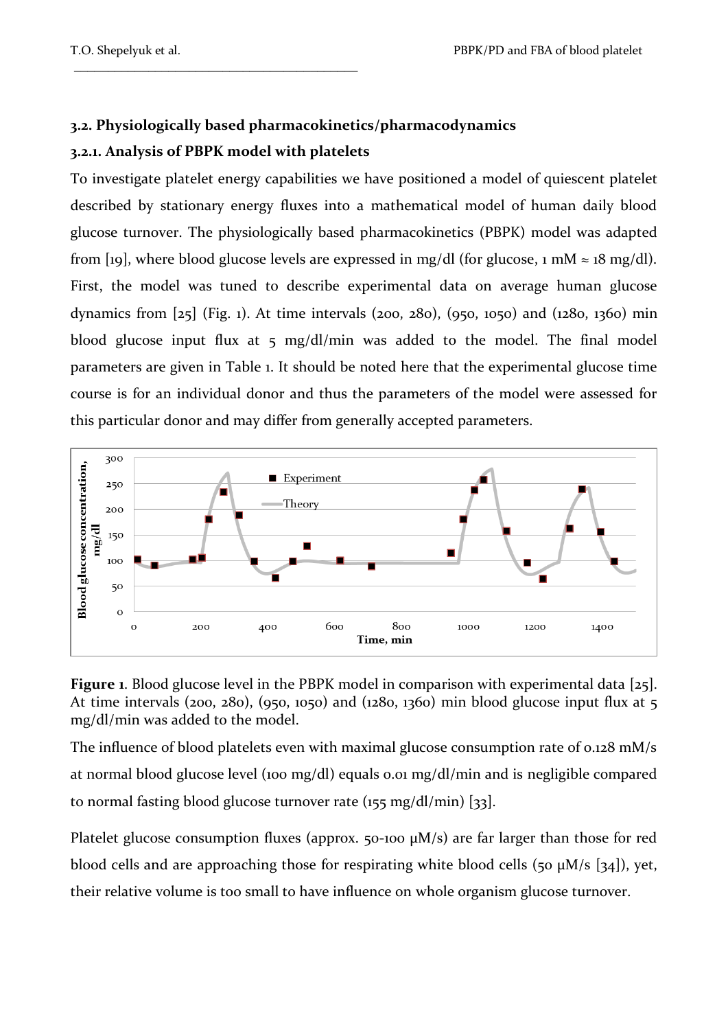### 3.2. Physiologically based pharmacokinetics/pharmacodynamics

### 3.2.1. Analysis of PBPK model with platelets

To investigate platelet energy capabilities we have positioned a model of quiescent platelet described by stationary energy fluxes into a mathematical model of human daily blood glucose turnover. The physiologically based pharmacokinetics (PBPK) model was adapted from [19], where blood glucose levels are expressed in mg/dl (for glucose, 1 mM ≈ 18 mg/dl). First, the model was tuned to describe experimental data on average human glucose dynamics from [25] (Fig. 1). At time intervals (200, 280), (950, 1050) and (1280, 1360) min blood glucose input flux at 5 mg/dl/min was added to the model. The final model parameters are given in Table 1. It should be noted here that the experimental glucose time course is for an individual donor and thus the parameters of the model were assessed for this particular donor and may differ from generally accepted parameters.

Blood glucose concentration, mg/dl

300
250
200
150
100
50
0

0
200
400
600
800
1000
1200
1400

Time, min

Experiment
Theory

**Figure 1**. Blood glucose level in the PBPK model in comparison with experimental data [25]. At time intervals (200, 280), (950, 1050) and (1280, 1360) min blood glucose input flux at 5 mg/dl/min was added to the model.

The influence of blood platelets even with maximal glucose consumption rate of 0.128 mM/s at normal blood glucose level (100 mg/dl) equals 0.01 mg/dl/min and is negligible compared to normal fasting blood glucose turnover rate (155 mg/dl/min) [33].

Platelet glucose consumption fluxes (approx. 50-100 μM/s) are far larger than those for red blood cells and are approaching those for respirating white blood cells (50 μM/s [34]), yet, their relative volume is too small to have influence on whole organism glucose turnover.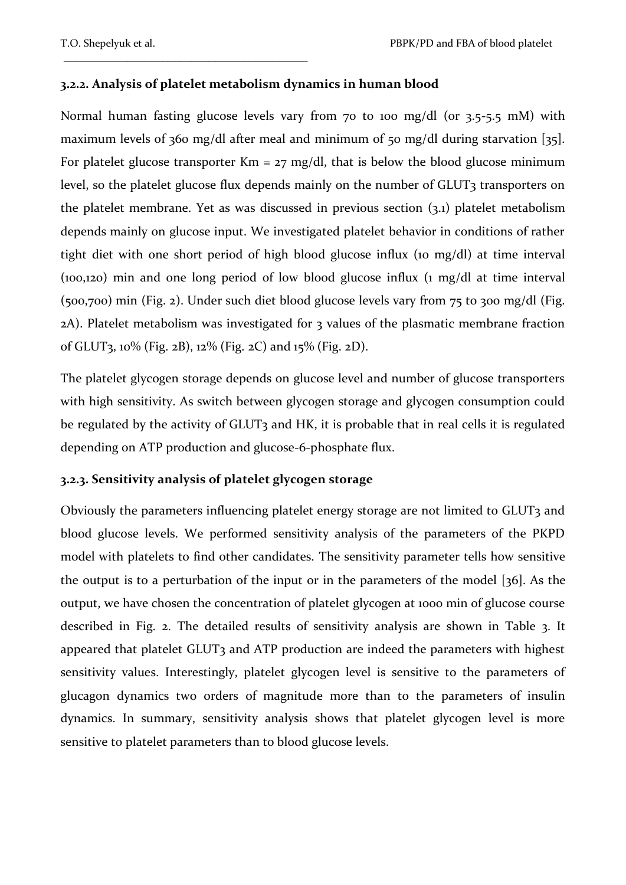### 3.2.2. Analysis of platelet metabolism dynamics in human blood

Normal human fasting glucose levels vary from 70 to 100 mg/dl (or 3.5-5.5 mM) with maximum levels of 360 mg/dl after meal and minimum of 50 mg/dl during starvation [35]. For platelet glucose transporter Km = 27 mg/dl, that is below the blood glucose minimum level, so the platelet glucose flux depends mainly on the number of GLUT3 transporters on the platelet membrane. Yet as was discussed in previous section (3.1) platelet metabolism depends mainly on glucose input. We investigated platelet behavior in conditions of rather tight diet with one short period of high blood glucose influx (10 mg/dl) at time interval (100,120) min and one long period of low blood glucose influx (1 mg/dl at time interval (500,700) min (Fig. 2). Under such diet blood glucose levels vary from 75 to 300 mg/dl (Fig. 2A). Platelet metabolism was investigated for 3 values of the plasmatic membrane fraction of GLUT3, 10% (Fig. 2B), 12% (Fig. 2C) and 15% (Fig. 2D).

The platelet glycogen storage depends on glucose level and number of glucose transporters with high sensitivity. As switch between glycogen storage and glycogen consumption could be regulated by the activity of GLUT3 and HK, it is probable that in real cells it is regulated depending on ATP production and glucose-6-phosphate flux.

### 3.2.3. Sensitivity analysis of platelet glycogen storage

Obviously the parameters influencing platelet energy storage are not limited to GLUT3 and blood glucose levels. We performed sensitivity analysis of the parameters of the PKPD model with platelets to find other candidates. The sensitivity parameter tells how sensitive the output is to a perturbation of the input or in the parameters of the model [36]. As the output, we have chosen the concentration of platelet glycogen at 1000 min of glucose course described in Fig. 2. The detailed results of sensitivity analysis are shown in Table 3. It appeared that platelet GLUT3 and ATP production are indeed the parameters with highest sensitivity values. Interestingly, platelet glycogen level is sensitive to the parameters of glucagon dynamics two orders of magnitude more than to the parameters of insulin dynamics. In summary, sensitivity analysis shows that platelet glycogen level is more sensitive to platelet parameters than to blood glucose levels.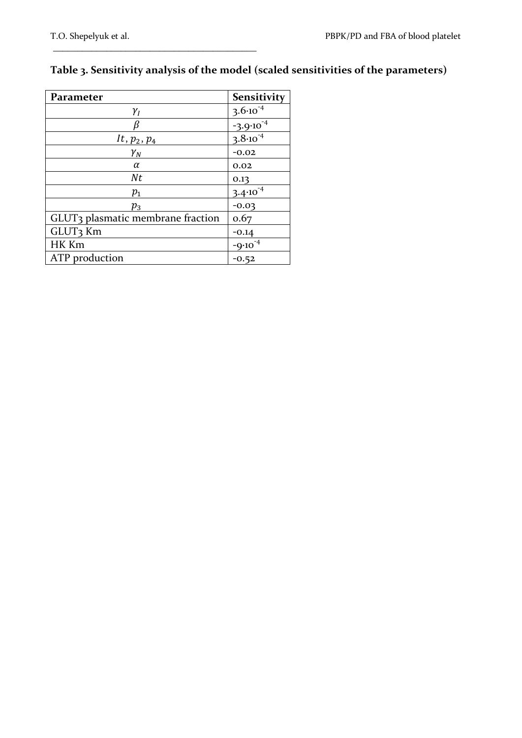**Table 3. Sensitivity analysis of the model (scaled sensitivities of the parameters)**

| Parameter | Sensitivity |
|---|---|
| $\gamma_I$ | $3.6 \cdot 10^{-4}$ |
| $\beta$ | $-3.9 \cdot 10^{-4}$ |
| $It, p_2, p_4$ | $3.8 \cdot 10^{-4}$ |
| $\gamma_N$ | -0.02 |
| $\alpha$ | 0.02 |
| $Nt$ | 0.13 |
| $p_1$ | $3.4 \cdot 10^{-4}$ |
| $p_3$ | -0.03 |
| GLUT3 plasmatic membrane fraction | 0.67 |
| GLUT3 Km | -0.14 |
| HK Km | $-9 \cdot 10^{-4}$ |
| ATP production | -0.52 |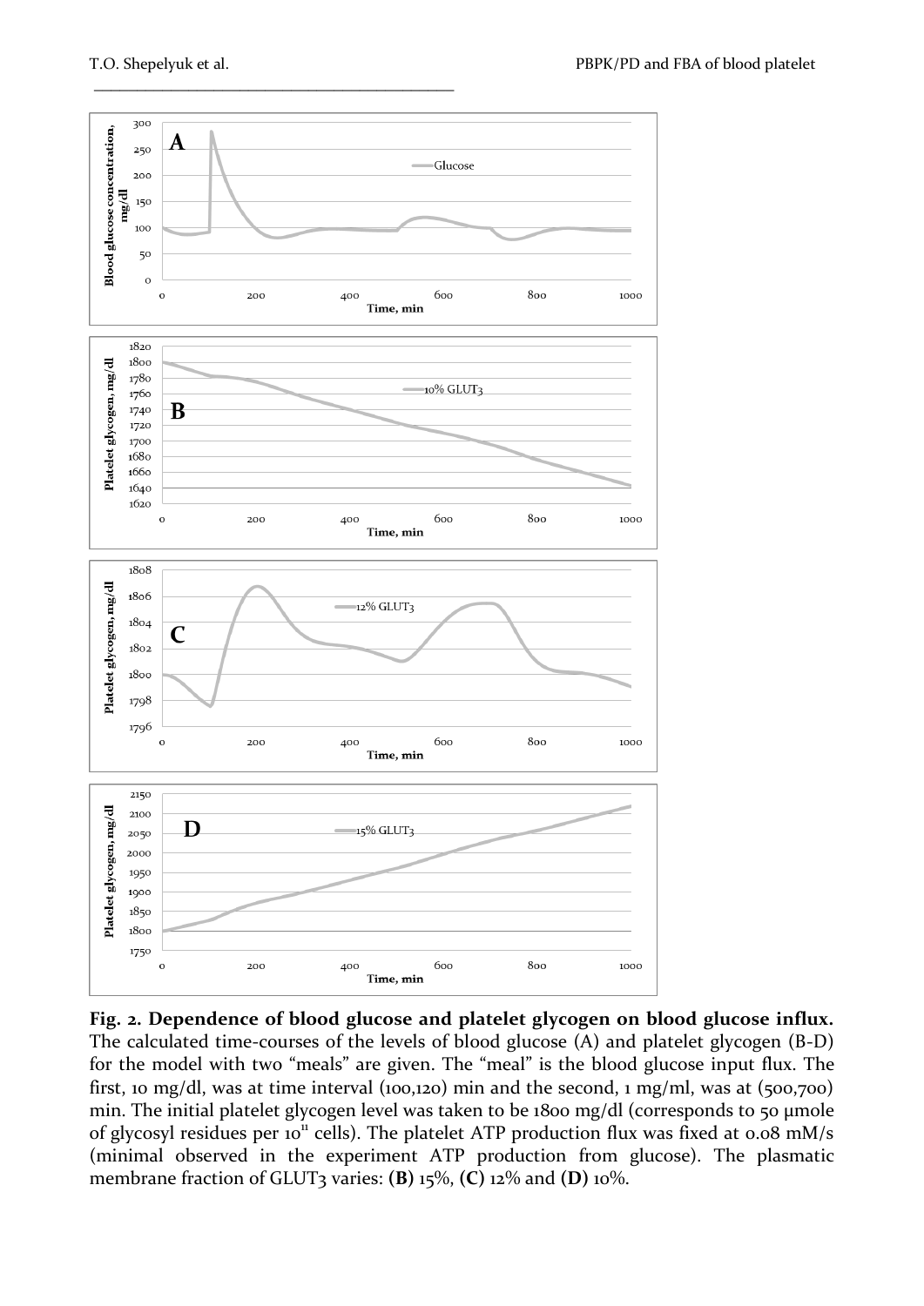A

Blood glucose concentration, mg/dl

300
250
200
150
100
50
0

0 200 400 600 800 1000

Time, min

Glucose

B

Platelet glycogen, mg/dl

1820
1800
1780
1760
1740
1720
1700
1680
1660
1640
1620

0 200 400 600 800 1000

Time, min

10% GLUT3

C

Platelet glycogen, mg/dl

1808
1806
1804
1802
1800
1798
1796

0 200 400 600 800 1000

Time, min

12% GLUT3

D

Platelet glycogen, mg/dl

2150
2100
2050
2000
1950
1900
1850
1800
1750

0 200 400 600 800 1000

Time, min

15% GLUT3

**Fig. 2. Dependence of blood glucose and platelet glycogen on blood glucose influx.** The calculated time-courses of the levels of blood glucose (A) and platelet glycogen (B-D) for the model with two "meals" are given. The "meal" is the blood glucose input flux. The first, 10 mg/dl, was at time interval (100,120) min and the second, 1 mg/ml, was at (500,700) min. The initial platelet glycogen level was taken to be 1800 mg/dl (corresponds to 50 µmole of glycosyl residues per $10^{11}$ cells). The platelet ATP production flux was fixed at 0.08 mM/s (minimal observed in the experiment ATP production from glucose). The plasmatic membrane fraction of GLUT3 varies: **(B)** 15%, **(C)** 12% and **(D)** 10%.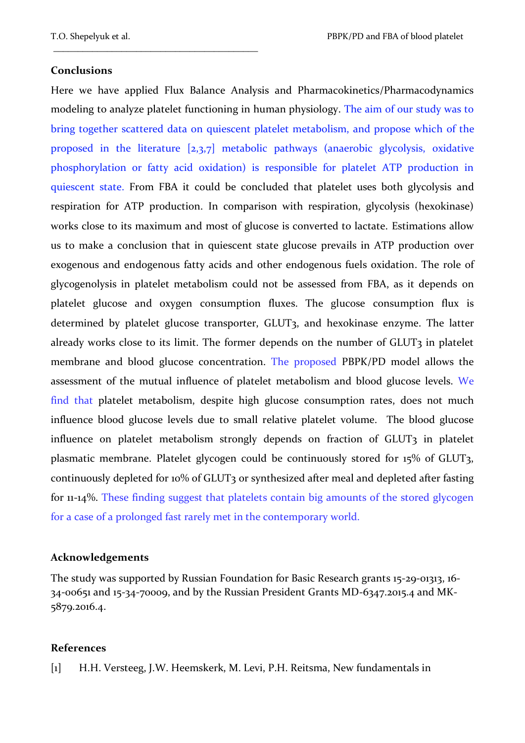## Conclusions

Here we have applied Flux Balance Analysis and Pharmacokinetics/Pharmacodynamics modeling to analyze platelet functioning in human physiology. The aim of our study was to bring together scattered data on quiescent platelet metabolism, and propose which of the proposed in the literature [2,3,7] metabolic pathways (anaerobic glycolysis, oxidative phosphorylation or fatty acid oxidation) is responsible for platelet ATP production in quiescent state. From FBA it could be concluded that platelet uses both glycolysis and respiration for ATP production. In comparison with respiration, glycolysis (hexokinase) works close to its maximum and most of glucose is converted to lactate. Estimations allow us to make a conclusion that in quiescent state glucose prevails in ATP production over exogenous and endogenous fatty acids and other endogenous fuels oxidation. The role of glycogenolysis in platelet metabolism could not be assessed from FBA, as it depends on platelet glucose and oxygen consumption fluxes. The glucose consumption flux is determined by platelet glucose transporter, GLUT3, and hexokinase enzyme. The latter already works close to its limit. The former depends on the number of GLUT3 in platelet membrane and blood glucose concentration. The proposed PBPK/PD model allows the assessment of the mutual influence of platelet metabolism and blood glucose levels. We find that platelet metabolism, despite high glucose consumption rates, does not much influence blood glucose levels due to small relative platelet volume. The blood glucose influence on platelet metabolism strongly depends on fraction of GLUT3 in platelet plasmatic membrane. Platelet glycogen could be continuously stored for 15% of GLUT3, continuously depleted for 10% of GLUT3 or synthesized after meal and depleted after fasting for 11-14%. These finding suggest that platelets contain big amounts of the stored glycogen for a case of a prolonged fast rarely met in the contemporary world.

## Acknowledgements

The study was supported by Russian Foundation for Basic Research grants 15-29-01313, 16-34-00651 and 15-34-70009, and by the Russian President Grants MD-6347.2015.4 and MK-5879.2016.4.

## References

[1] H.H. Versteeg, J.W. Heemskerk, M. Levi, P.H. Reitsma, New fundamentals in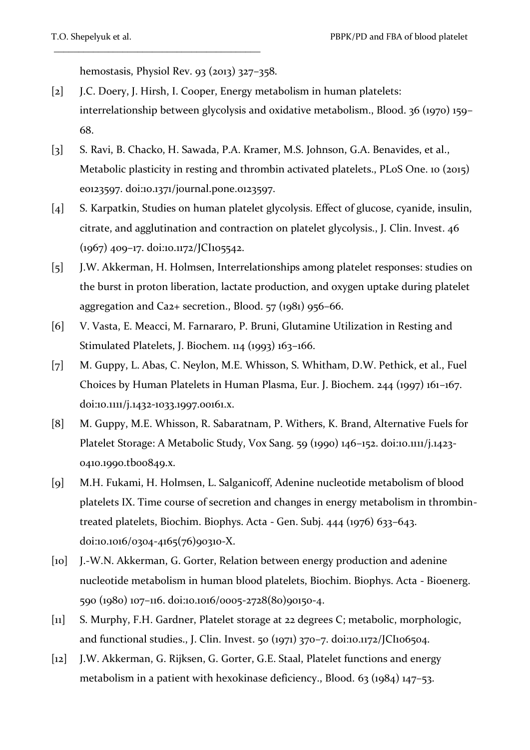hemostasis, Physiol Rev. 93 (2013) 327–358.

[2] J.C. Doery, J. Hirsh, I. Cooper, Energy metabolism in human platelets: interrelationship between glycolysis and oxidative metabolism., Blood. 36 (1970) 159–68.

[3] S. Ravi, B. Chacko, H. Sawada, P.A. Kramer, M.S. Johnson, G.A. Benavides, et al., Metabolic plasticity in resting and thrombin activated platelets., PLoS One. 10 (2015) e0123597. doi:10.1371/journal.pone.0123597.

[4] S. Karpatkin, Studies on human platelet glycolysis. Effect of glucose, cyanide, insulin, citrate, and agglutination and contraction on platelet glycolysis., J. Clin. Invest. 46 (1967) 409–17. doi:10.1172/JCI105542.

[5] J.W. Akkerman, H. Holmsen, Interrelationships among platelet responses: studies on the burst in proton liberation, lactate production, and oxygen uptake during platelet aggregation and Ca2+ secretion., Blood. 57 (1981) 956–66.

[6] V. Vasta, E. Meacci, M. Farnararo, P. Bruni, Glutamine Utilization in Resting and Stimulated Platelets, J. Biochem. 114 (1993) 163–166.

[7] M. Guppy, L. Abas, C. Neylon, M.E. Whisson, S. Whitham, D.W. Pethick, et al., Fuel Choices by Human Platelets in Human Plasma, Eur. J. Biochem. 244 (1997) 161–167. doi:10.1111/j.1432-1033.1997.00161.x.

[8] M. Guppy, M.E. Whisson, R. Sabaratnam, P. Withers, K. Brand, Alternative Fuels for Platelet Storage: A Metabolic Study, Vox Sang. 59 (1990) 146–152. doi:10.1111/j.1423-0410.1990.tb00849.x.

[9] M.H. Fukami, H. Holmsen, L. Salganicoff, Adenine nucleotide metabolism of blood platelets IX. Time course of secretion and changes in energy metabolism in thrombin-treated platelets, Biochim. Biophys. Acta - Gen. Subj. 444 (1976) 633–643. doi:10.1016/0304-4165(76)90310-X.

[10] J.-W.N. Akkerman, G. Gorter, Relation between energy production and adenine nucleotide metabolism in human blood platelets, Biochim. Biophys. Acta - Bioenerg. 590 (1980) 107–116. doi:10.1016/0005-2728(80)90150-4.

[11] S. Murphy, F.H. Gardner, Platelet storage at 22 degrees C; metabolic, morphologic, and functional studies., J. Clin. Invest. 50 (1971) 370–7. doi:10.1172/JCI106504.

[12] J.W. Akkerman, G. Rijksen, G. Gorter, G.E. Staal, Platelet functions and energy metabolism in a patient with hexokinase deficiency., Blood. 63 (1984) 147–53.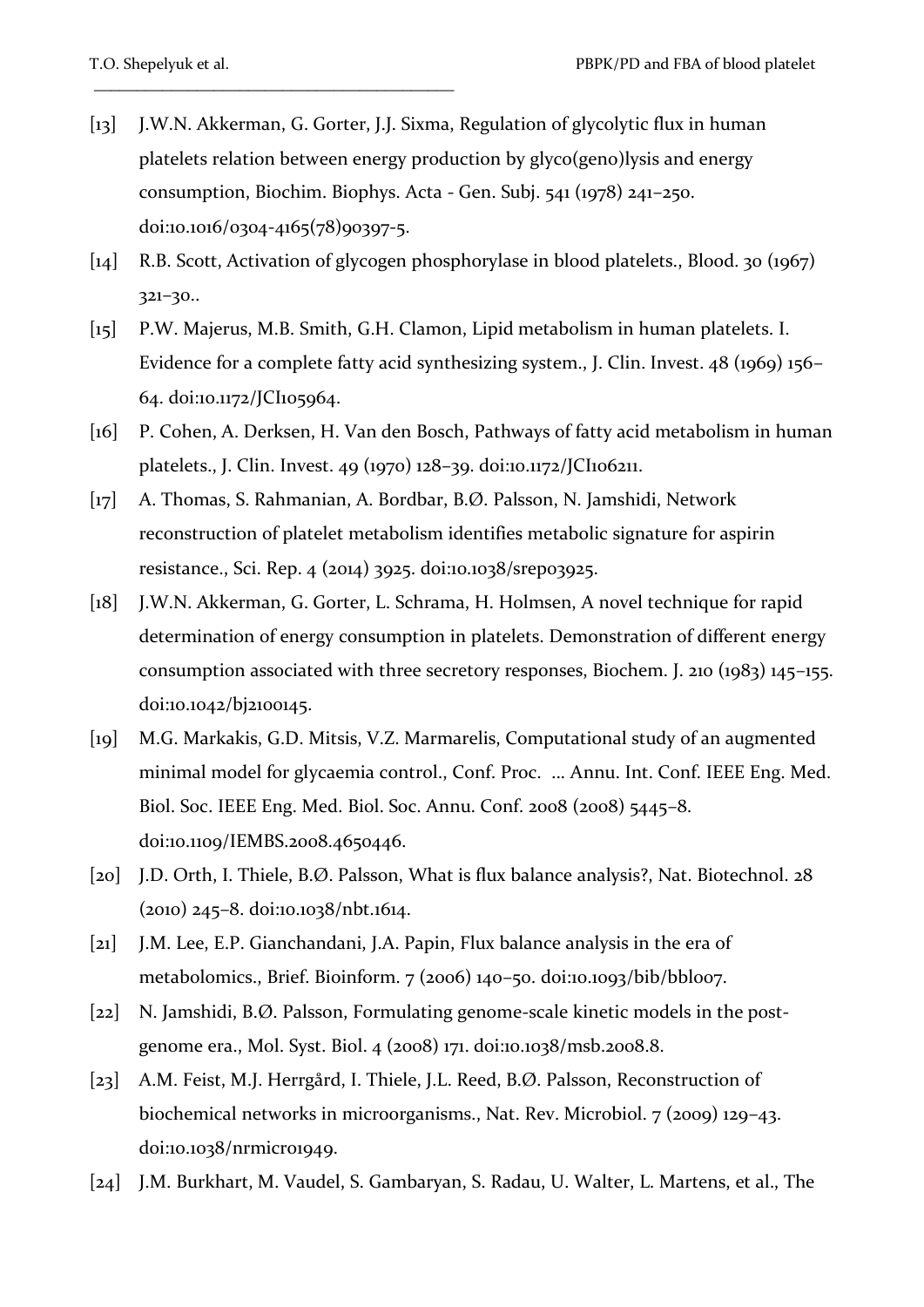[13] J.W.N. Akkerman, G. Gorter, J.J. Sixma, Regulation of glycolytic flux in human platelets relation between energy production by glyco(geno)lysis and energy consumption, Biochim. Biophys. Acta - Gen. Subj. 541 (1978) 241–250. doi:10.1016/0304-4165(78)90397-5.

[14] R.B. Scott, Activation of glycogen phosphorylase in blood platelets., Blood. 30 (1967) 321–30..

[15] P.W. Majerus, M.B. Smith, G.H. Clamon, Lipid metabolism in human platelets. I. Evidence for a complete fatty acid synthesizing system., J. Clin. Invest. 48 (1969) 156–64. doi:10.1172/JCI105964.

[16] P. Cohen, A. Derksen, H. Van den Bosch, Pathways of fatty acid metabolism in human platelets., J. Clin. Invest. 49 (1970) 128–39. doi:10.1172/JCI106211.

[17] A. Thomas, S. Rahmanian, A. Bordbar, B.Ø. Palsson, N. Jamshidi, Network reconstruction of platelet metabolism identifies metabolic signature for aspirin resistance., Sci. Rep. 4 (2014) 3925. doi:10.1038/srep03925.

[18] J.W.N. Akkerman, G. Gorter, L. Schrama, H. Holmsen, A novel technique for rapid determination of energy consumption in platelets. Demonstration of different energy consumption associated with three secretory responses, Biochem. J. 210 (1983) 145–155. doi:10.1042/bj2100145.

[19] M.G. Markakis, G.D. Mitsis, V.Z. Marmarelis, Computational study of an augmented minimal model for glycaemia control., Conf. Proc. ... Annu. Int. Conf. IEEE Eng. Med. Biol. Soc. IEEE Eng. Med. Biol. Soc. Annu. Conf. 2008 (2008) 5445–8. doi:10.1109/IEMBS.2008.4650446.

[20] J.D. Orth, I. Thiele, B.Ø. Palsson, What is flux balance analysis?, Nat. Biotechnol. 28 (2010) 245–8. doi:10.1038/nbt.1614.

[21] J.M. Lee, E.P. Gianchandani, J.A. Papin, Flux balance analysis in the era of metabolomics., Brief. Bioinform. 7 (2006) 140–50. doi:10.1093/bib/bbl007.

[22] N. Jamshidi, B.Ø. Palsson, Formulating genome-scale kinetic models in the post-genome era., Mol. Syst. Biol. 4 (2008) 171. doi:10.1038/msb.2008.8.

[23] A.M. Feist, M.J. Herrgård, I. Thiele, J.L. Reed, B.Ø. Palsson, Reconstruction of biochemical networks in microorganisms., Nat. Rev. Microbiol. 7 (2009) 129–43. doi:10.1038/nrmicro1949.

[24] J.M. Burkhart, M. Vaudel, S. Gambaryan, S. Radau, U. Walter, L. Martens, et al., The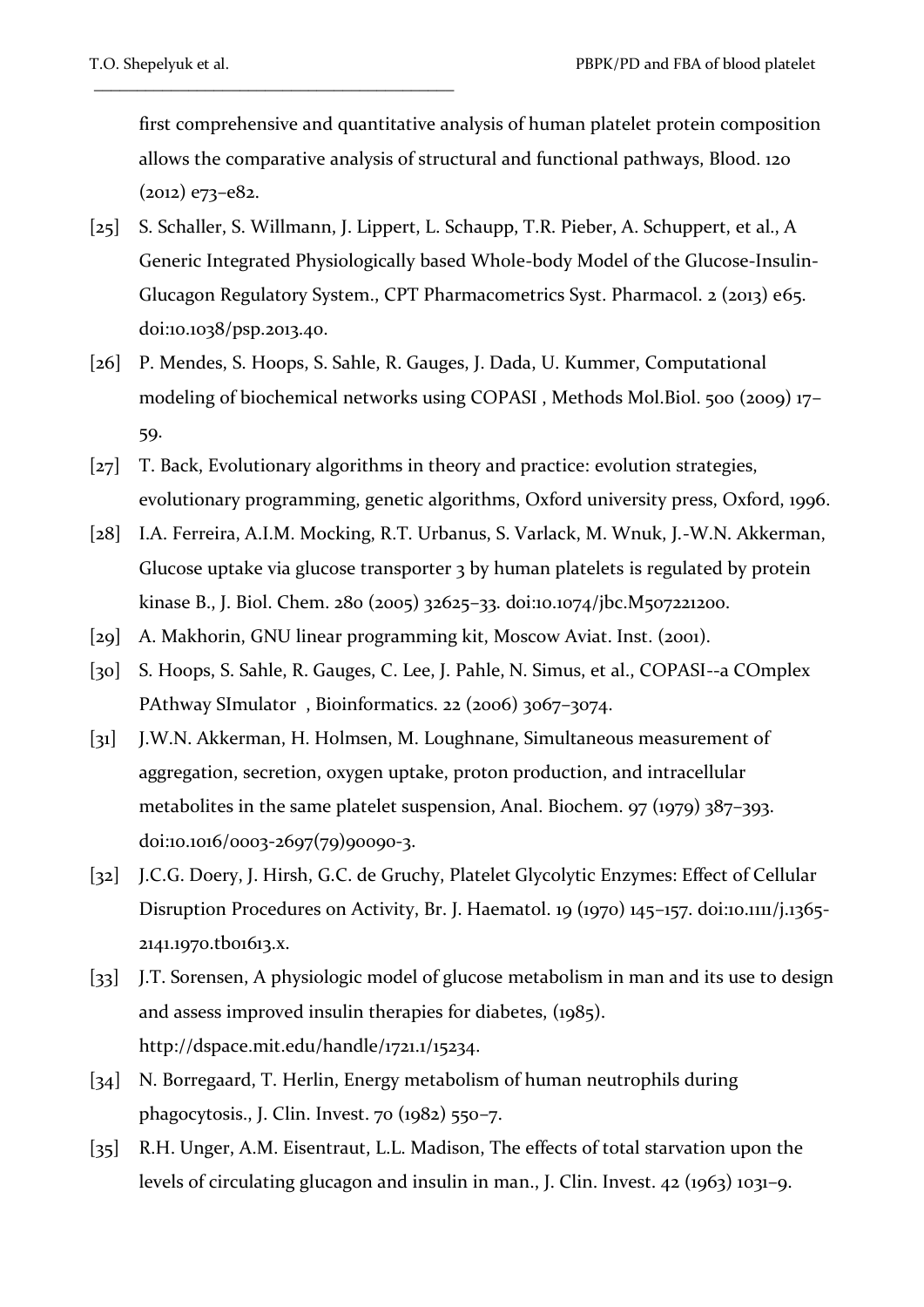first comprehensive and quantitative analysis of human platelet protein composition allows the comparative analysis of structural and functional pathways, Blood. 120 (2012) e73–e82.

[25] S. Schaller, S. Willmann, J. Lippert, L. Schaupp, T.R. Pieber, A. Schuppert, et al., A Generic Integrated Physiologically based Whole-body Model of the Glucose-Insulin-Glucagon Regulatory System., CPT Pharmacometrics Syst. Pharmacol. 2 (2013) e65. doi:10.1038/psp.2013.40.

[26] P. Mendes, S. Hoops, S. Sahle, R. Gauges, J. Dada, U. Kummer, Computational modeling of biochemical networks using COPASI , Methods Mol.Biol. 500 (2009) 17–59.

[27] T. Back, Evolutionary algorithms in theory and practice: evolution strategies, evolutionary programming, genetic algorithms, Oxford university press, Oxford, 1996.

[28] I.A. Ferreira, A.I.M. Mocking, R.T. Urbanus, S. Varlack, M. Wnuk, J.-W.N. Akkerman, Glucose uptake via glucose transporter 3 by human platelets is regulated by protein kinase B., J. Biol. Chem. 280 (2005) 32625–33. doi:10.1074/jbc.M507221200.

[29] A. Makhorin, GNU linear programming kit, Moscow Aviat. Inst. (2001).

[30] S. Hoops, S. Sahle, R. Gauges, C. Lee, J. Pahle, N. Simus, et al., COPASI--a COmplex PAthway SImulator , Bioinformatics. 22 (2006) 3067–3074.

[31] J.W.N. Akkerman, H. Holmsen, M. Loughnane, Simultaneous measurement of aggregation, secretion, oxygen uptake, proton production, and intracellular metabolites in the same platelet suspension, Anal. Biochem. 97 (1979) 387–393. doi:10.1016/0003-2697(79)90090-3.

[32] J.C.G. Doery, J. Hirsh, G.C. de Gruchy, Platelet Glycolytic Enzymes: Effect of Cellular Disruption Procedures on Activity, Br. J. Haematol. 19 (1970) 145–157. doi:10.1111/j.1365-2141.1970.tb01613.x.

[33] J.T. Sorensen, A physiologic model of glucose metabolism in man and its use to design and assess improved insulin therapies for diabetes, (1985). http://dspace.mit.edu/handle/1721.1/15234.

[34] N. Borregaard, T. Herlin, Energy metabolism of human neutrophils during phagocytosis., J. Clin. Invest. 70 (1982) 550–7.

[35] R.H. Unger, A.M. Eisentraut, L.L. Madison, The effects of total starvation upon the levels of circulating glucagon and insulin in man., J. Clin. Invest. 42 (1963) 1031–9.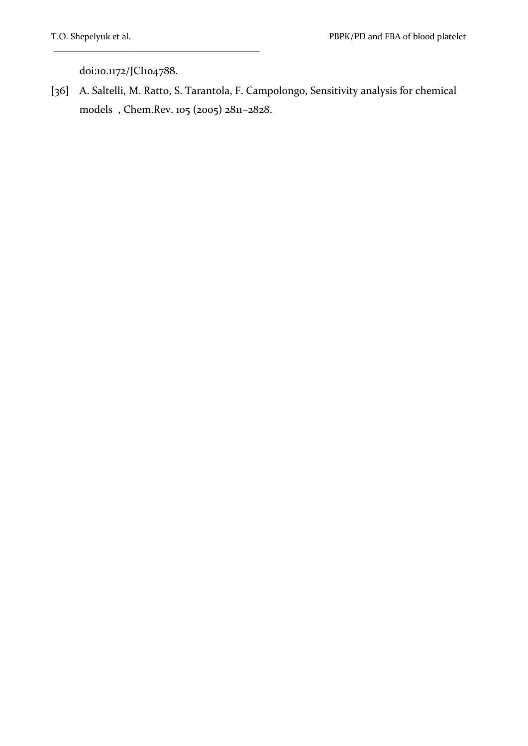doi:10.1172/JCI104788.

[36] A. Saltelli, M. Ratto, S. Tarantola, F. Campolongo, Sensitivity analysis for chemical models , Chem.Rev. 105 (2005) 2811–2828.